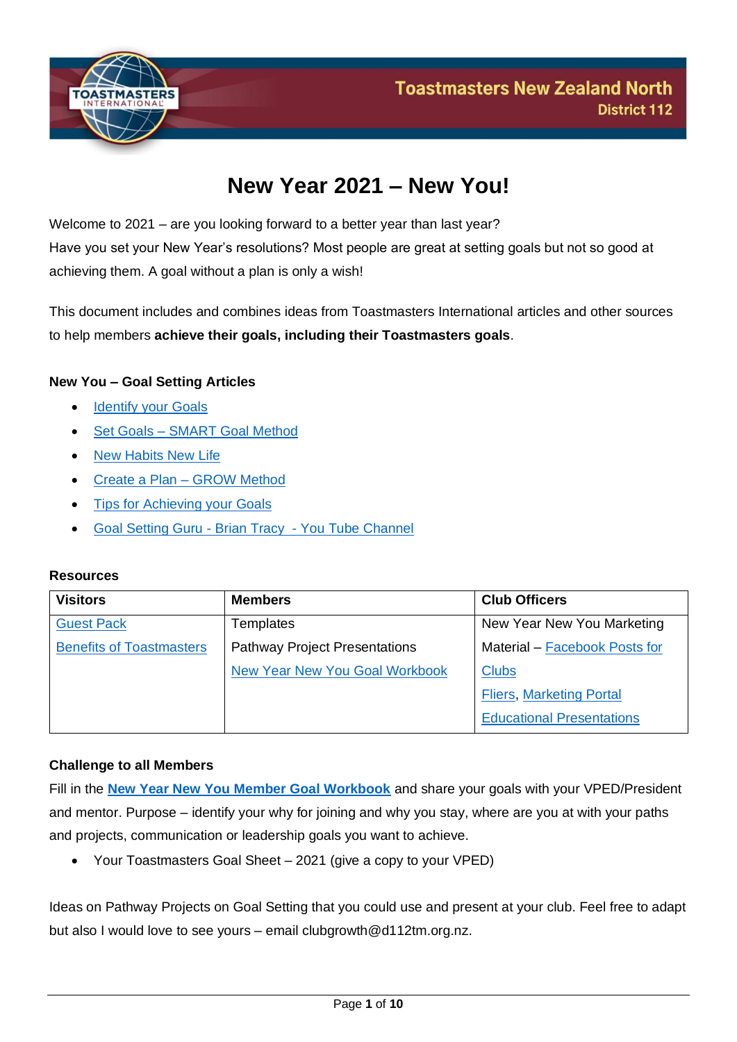Toastmasters New Zealand North
District 112

# New Year 2021 – New You!

Welcome to 2021 – are you looking forward to a better year than last year?
Have you set your New Year's resolutions? Most people are great at setting goals but not so good at achieving them. A goal without a plan is only a wish!

This document includes and combines ideas from Toastmasters International articles and other sources to help members **achieve their goals, including their Toastmasters goals**.

### New You – Goal Setting Articles

- Identify your Goals
- Set Goals – SMART Goal Method
- New Habits New Life
- Create a Plan – GROW Method
- Tips for Achieving your Goals
- Goal Setting Guru - Brian Tracy - You Tube Channel

### Resources

| Visitors | Members | Club Officers |
|---|---|---|
| Guest Pack<br>Benefits of Toastmasters | Templates<br>Pathway Project Presentations<br>New Year New You Goal Workbook | New Year New You Marketing Material – Facebook Posts for Clubs<br>Fliers, Marketing Portal<br>Educational Presentations |

### Challenge to all Members

Fill in the **New Year New You Member Goal Workbook** and share your goals with your VPED/President and mentor. Purpose – identify your why for joining and why you stay, where are you at with your paths and projects, communication or leadership goals you want to achieve.

- Your Toastmasters Goal Sheet – 2021 (give a copy to your VPED)

Ideas on Pathway Projects on Goal Setting that you could use and present at your club. Feel free to adapt but also I would love to see yours – email clubgrowth@d112tm.org.nz.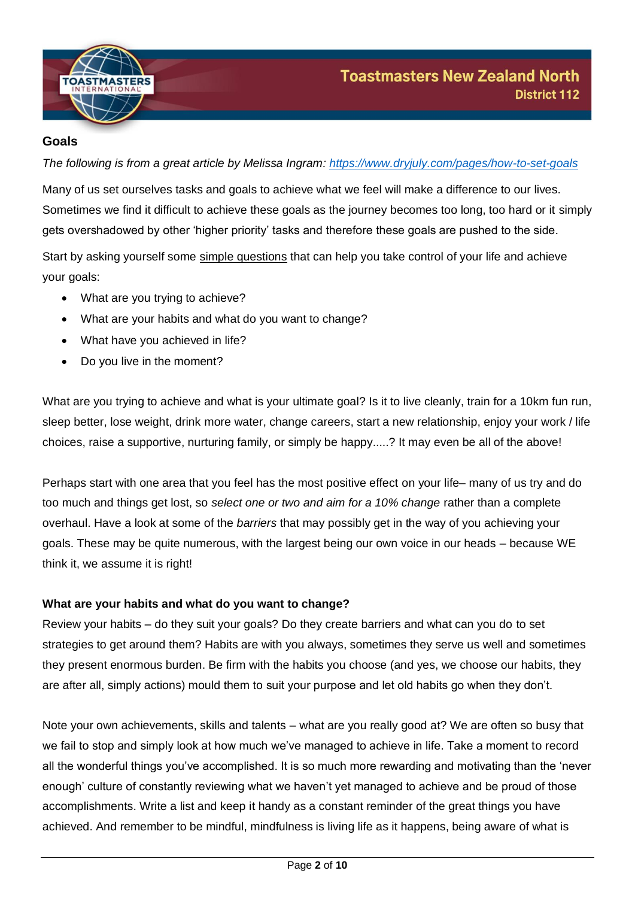## Goals

*The following is from a great article by Melissa Ingram: https://www.dryjuly.com/pages/how-to-set-goals*

Many of us set ourselves tasks and goals to achieve what we feel will make a difference to our lives. Sometimes we find it difficult to achieve these goals as the journey becomes too long, too hard or it simply gets overshadowed by other 'higher priority' tasks and therefore these goals are pushed to the side.

Start by asking yourself some simple questions that can help you take control of your life and achieve your goals:

- What are you trying to achieve?
- What are your habits and what do you want to change?
- What have you achieved in life?
- Do you live in the moment?

What are you trying to achieve and what is your ultimate goal? Is it to live cleanly, train for a 10km fun run, sleep better, lose weight, drink more water, change careers, start a new relationship, enjoy your work / life choices, raise a supportive, nurturing family, or simply be happy.....? It may even be all of the above!

Perhaps start with one area that you feel has the most positive effect on your life– many of us try and do too much and things get lost, so *select one or two and aim for a 10% change* rather than a complete overhaul. Have a look at some of the *barriers* that may possibly get in the way of you achieving your goals. These may be quite numerous, with the largest being our own voice in our heads – because WE think it, we assume it is right!

**What are your habits and what do you want to change?**

Review your habits – do they suit your goals? Do they create barriers and what can you do to set strategies to get around them? Habits are with you always, sometimes they serve us well and sometimes they present enormous burden. Be firm with the habits you choose (and yes, we choose our habits, they are after all, simply actions) mould them to suit your purpose and let old habits go when they don't.

Note your own achievements, skills and talents – what are you really good at? We are often so busy that we fail to stop and simply look at how much we've managed to achieve in life. Take a moment to record all the wonderful things you've accomplished. It is so much more rewarding and motivating than the 'never enough' culture of constantly reviewing what we haven't yet managed to achieve and be proud of those accomplishments. Write a list and keep it handy as a constant reminder of the great things you have achieved. And remember to be mindful, mindfulness is living life as it happens, being aware of what is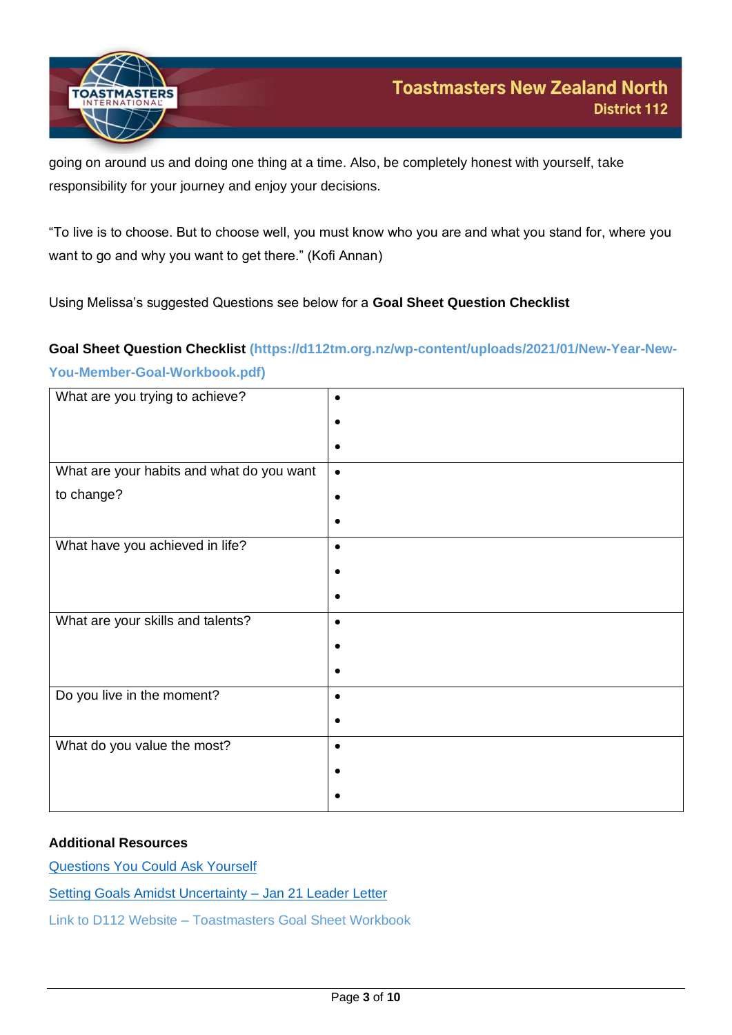going on around us and doing one thing at a time. Also, be completely honest with yourself, take responsibility for your journey and enjoy your decisions.

"To live is to choose. But to choose well, you must know who you are and what you stand for, where you want to go and why you want to get there." (Kofi Annan)

Using Melissa's suggested Questions see below for a **Goal Sheet Question Checklist**

**Goal Sheet Question Checklist** **(https://d112tm.org.nz/wp-content/uploads/2021/01/New-Year-New-You-Member-Goal-Workbook.pdf)**

| What are you trying to achieve? | • <br> • <br> • |
|---|---|
| What are your habits and what do you want to change? | • <br> • <br> • |
| What have you achieved in life? | • <br> • <br> • |
| What are your skills and talents? | • <br> • <br> • |
| Do you live in the moment? | • <br> • |
| What do you value the most? | • <br> • <br> • |

**Additional Resources**

Questions You Could Ask Yourself

Setting Goals Amidst Uncertainty – Jan 21 Leader Letter

Link to D112 Website – Toastmasters Goal Sheet Workbook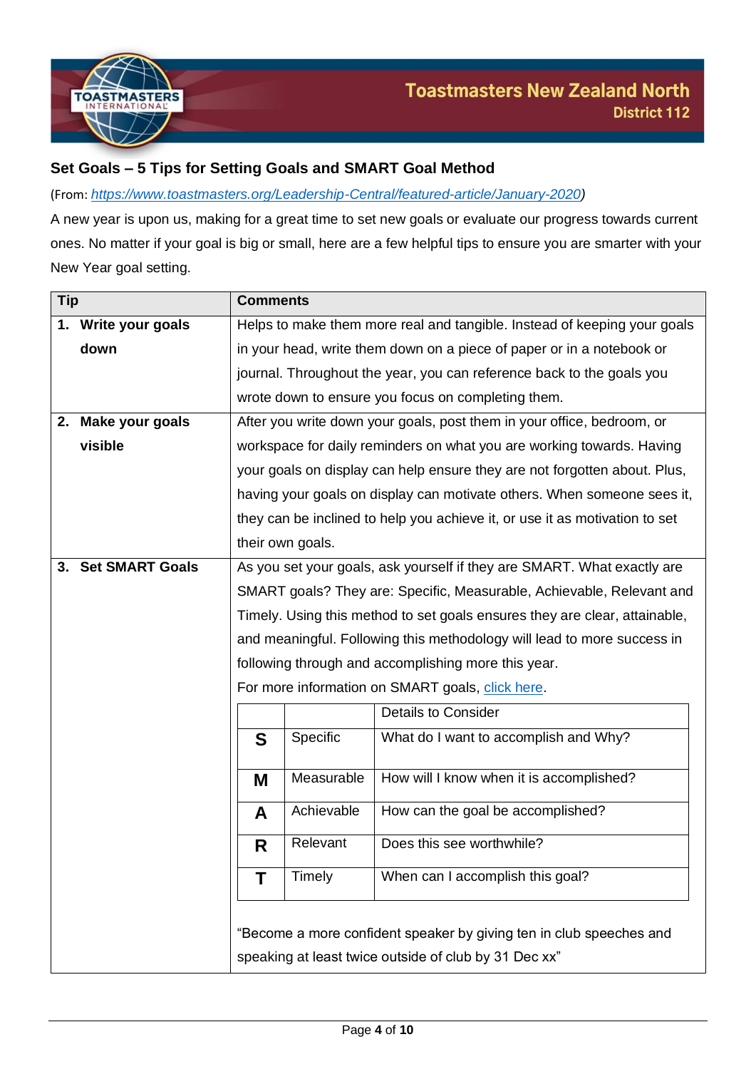## Set Goals – 5 Tips for Setting Goals and SMART Goal Method

(From: *https://www.toastmasters.org/Leadership-Central/featured-article/January-2020*)

A new year is upon us, making for a great time to set new goals or evaluate our progress towards current ones. No matter if your goal is big or small, here are a few helpful tips to ensure you are smarter with your New Year goal setting.

| Tip | Comments |
|---|---|
| **1. Write your goals down** | Helps to make them more real and tangible. Instead of keeping your goals in your head, write them down on a piece of paper or in a notebook or journal. Throughout the year, you can reference back to the goals you wrote down to ensure you focus on completing them. |
| **2. Make your goals visible** | After you write down your goals, post them in your office, bedroom, or workspace for daily reminders on what you are working towards. Having your goals on display can help ensure they are not forgotten about. Plus, having your goals on display can motivate others. When someone sees it, they can be inclined to help you achieve it, or use it as motivation to set their own goals. |
| **3. Set SMART Goals** | As you set your goals, ask yourself if they are SMART. What exactly are SMART goals? They are: Specific, Measurable, Achievable, Relevant and Timely. Using this method to set goals ensures they are clear, attainable, and meaningful. Following this methodology will lead to more success in following through and accomplishing more this year.<br>For more information on SMART goals, click here. |

| | | Details to Consider |
|---|---|---|
| **S** | Specific | What do I want to accomplish and Why? |
| **M** | Measurable | How will I know when it is accomplished? |
| **A** | Achievable | How can the goal be accomplished? |
| **R** | Relevant | Does this see worthwhile? |
| **T** | Timely | When can I accomplish this goal? |

"Become a more confident speaker by giving ten in club speeches and speaking at least twice outside of club by 31 Dec xx"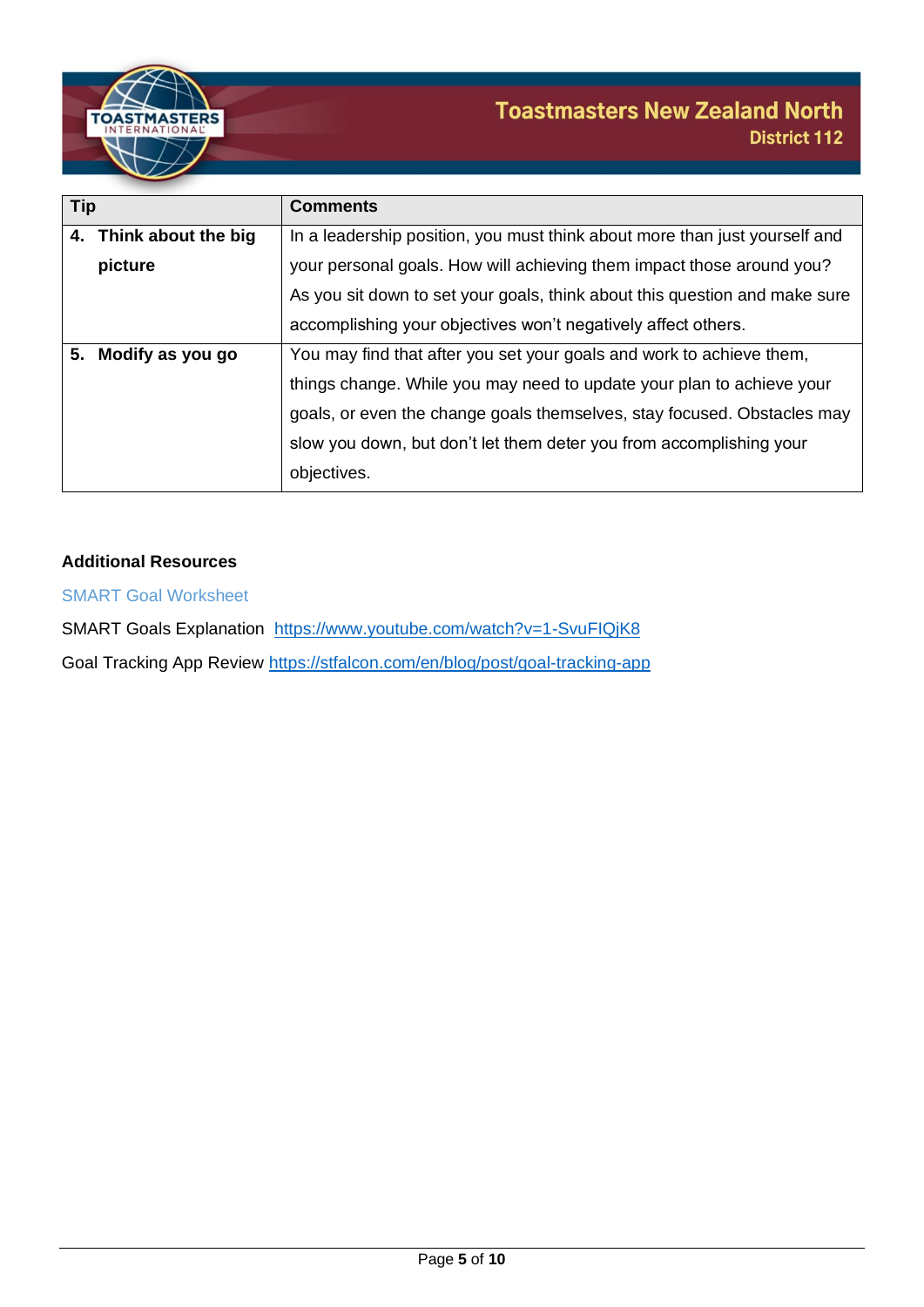| Tip | Comments |
| --- | --- |
| **4. Think about the big picture** | In a leadership position, you must think about more than just yourself and your personal goals. How will achieving them impact those around you? As you sit down to set your goals, think about this question and make sure accomplishing your objectives won't negatively affect others. |
| **5. Modify as you go** | You may find that after you set your goals and work to achieve them, things change. While you may need to update your plan to achieve your goals, or even the change goals themselves, stay focused. Obstacles may slow you down, but don't let them deter you from accomplishing your objectives. |

**Additional Resources**

SMART Goal Worksheet

SMART Goals Explanation https://www.youtube.com/watch?v=1-SvuFIQjK8

Goal Tracking App Review https://stfalcon.com/en/blog/post/goal-tracking-app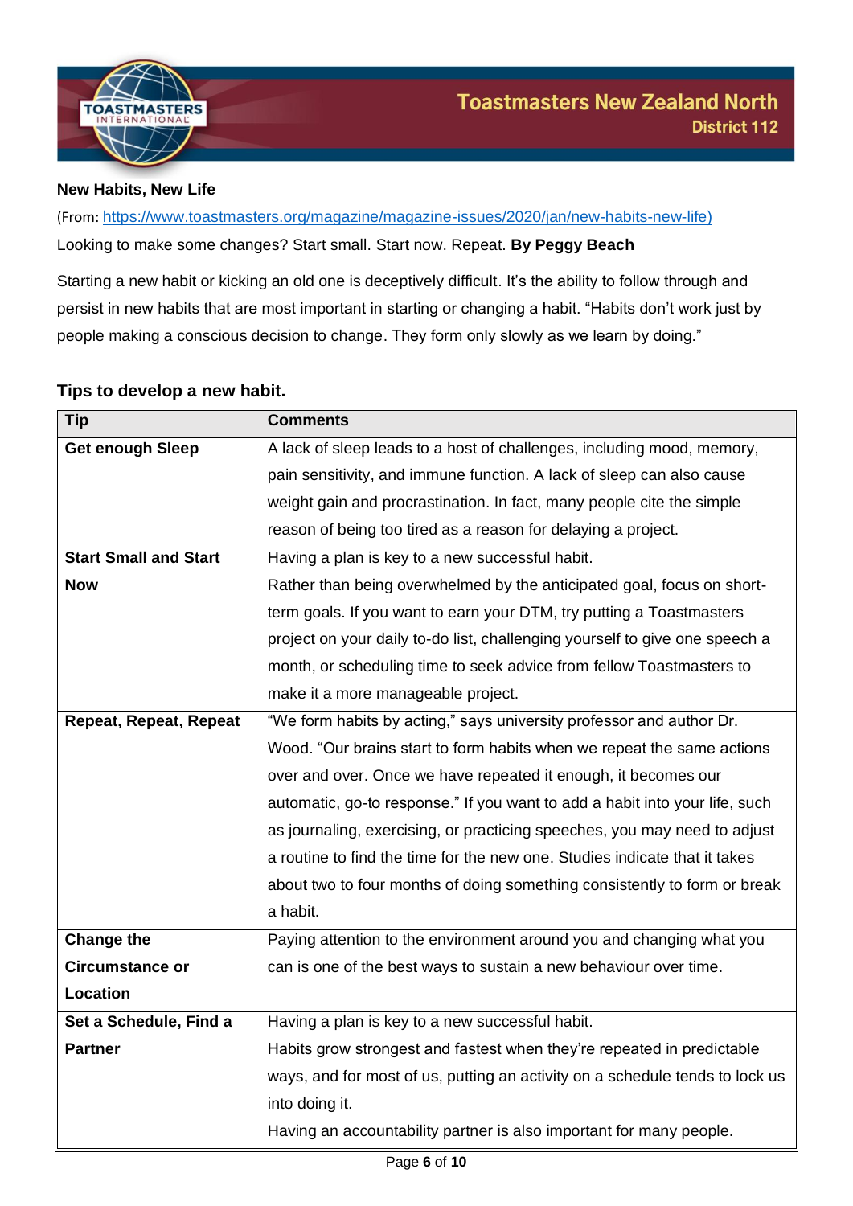**New Habits, New Life**

(From: https://www.toastmasters.org/magazine/magazine-issues/2020/jan/new-habits-new-life)

Looking to make some changes? Start small. Start now. Repeat. **By Peggy Beach**

Starting a new habit or kicking an old one is deceptively difficult. It's the ability to follow through and persist in new habits that are most important in starting or changing a habit. "Habits don't work just by people making a conscious decision to change. They form only slowly as we learn by doing."

### Tips to develop a new habit.

| Tip | Comments |
|---|---|
| **Get enough Sleep** | A lack of sleep leads to a host of challenges, including mood, memory, pain sensitivity, and immune function. A lack of sleep can also cause weight gain and procrastination. In fact, many people cite the simple reason of being too tired as a reason for delaying a project. |
| **Start Small and Start Now** | Having a plan is key to a new successful habit.<br>Rather than being overwhelmed by the anticipated goal, focus on short-term goals. If you want to earn your DTM, try putting a Toastmasters project on your daily to-do list, challenging yourself to give one speech a month, or scheduling time to seek advice from fellow Toastmasters to make it a more manageable project. |
| **Repeat, Repeat, Repeat** | "We form habits by acting," says university professor and author Dr. Wood. "Our brains start to form habits when we repeat the same actions over and over. Once we have repeated it enough, it becomes our automatic, go-to response." If you want to add a habit into your life, such as journaling, exercising, or practicing speeches, you may need to adjust a routine to find the time for the new one. Studies indicate that it takes about two to four months of doing something consistently to form or break a habit. |
| **Change the Circumstance or Location** | Paying attention to the environment around you and changing what you can is one of the best ways to sustain a new behaviour over time. |
| **Set a Schedule, Find a Partner** | Having a plan is key to a new successful habit.<br>Habits grow strongest and fastest when they're repeated in predictable ways, and for most of us, putting an activity on a schedule tends to lock us into doing it.<br>Having an accountability partner is also important for many people. |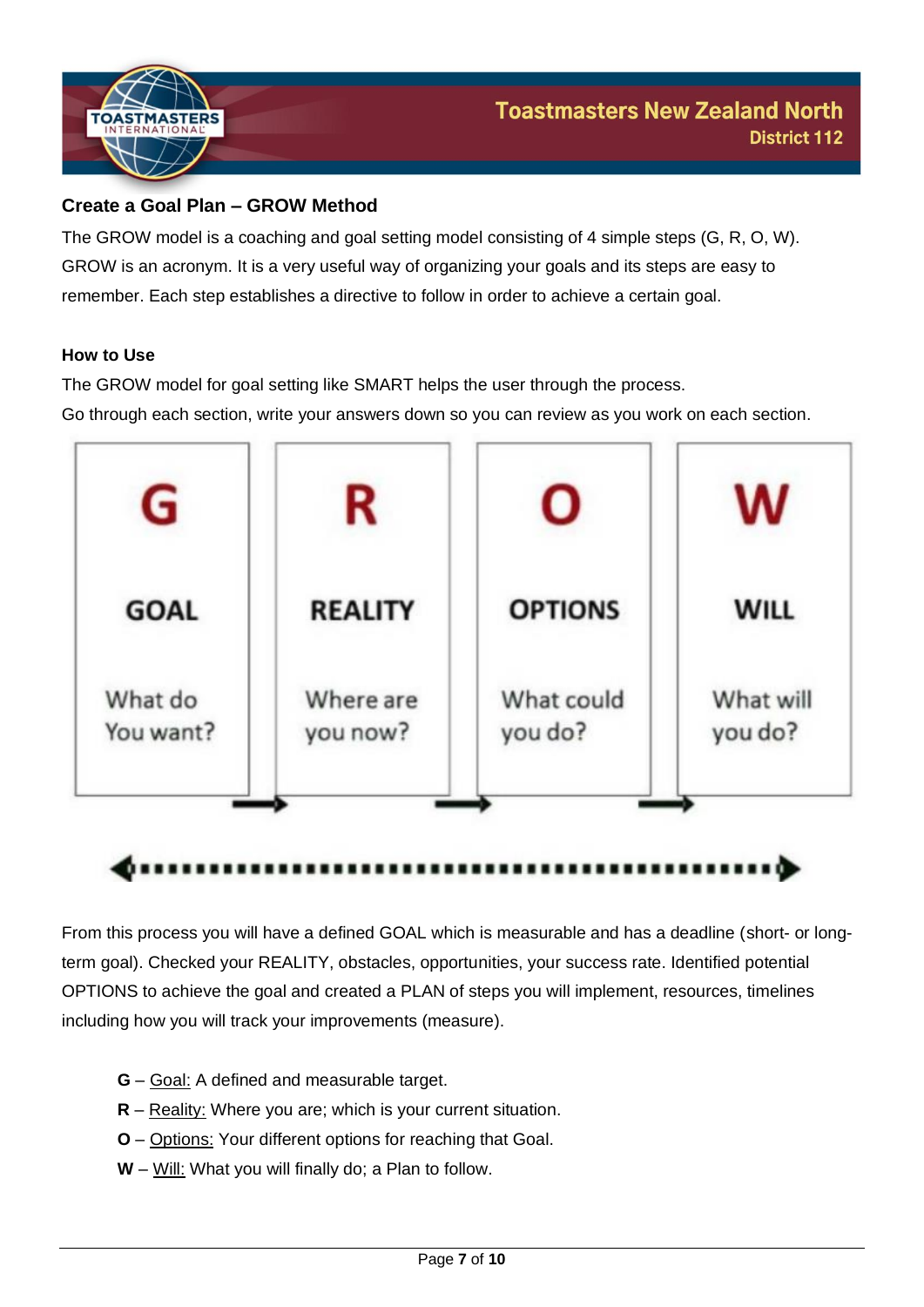## Create a Goal Plan – GROW Method

The GROW model is a coaching and goal setting model consisting of 4 simple steps (G, R, O, W). GROW is an acronym. It is a very useful way of organizing your goals and its steps are easy to remember. Each step establishes a directive to follow in order to achieve a certain goal.

### How to Use

The GROW model for goal setting like SMART helps the user through the process.
Go through each section, write your answers down so you can review as you work on each section.

| G | R | O | W |
|---|---|---|---|
| GOAL | REALITY | OPTIONS | WILL |
| What do You want? | Where are you now? | What could you do? | What will you do? |

From this process you will have a defined GOAL which is measurable and has a deadline (short- or long-term goal). Checked your REALITY, obstacles, opportunities, your success rate. Identified potential OPTIONS to achieve the goal and created a PLAN of steps you will implement, resources, timelines including how you will track your improvements (measure).

- **G** – Goal: A defined and measurable target.
- **R** – Reality: Where you are; which is your current situation.
- **O** – Options: Your different options for reaching that Goal.
- **W** – Will: What you will finally do; a Plan to follow.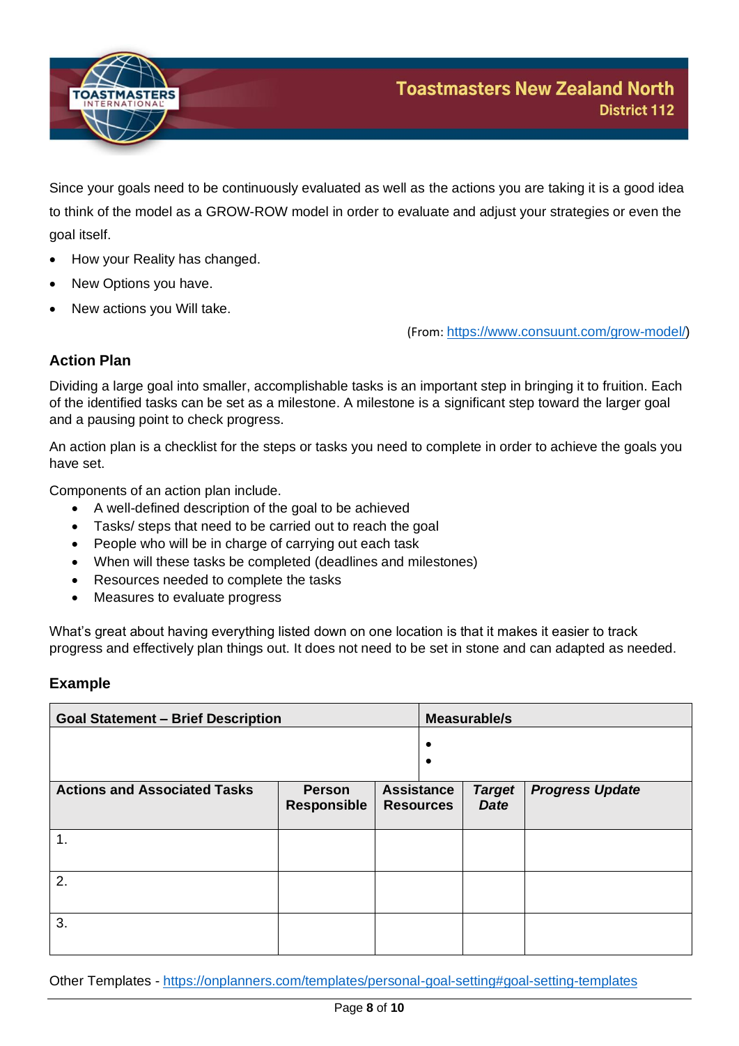Since your goals need to be continuously evaluated as well as the actions you are taking it is a good idea to think of the model as a GROW-ROW model in order to evaluate and adjust your strategies or even the goal itself.

- How your Reality has changed.
- New Options you have.
- New actions you Will take.

(From: https://www.consuunt.com/grow-model/)

### Action Plan

Dividing a large goal into smaller, accomplishable tasks is an important step in bringing it to fruition. Each of the identified tasks can be set as a milestone. A milestone is a significant step toward the larger goal and a pausing point to check progress.

An action plan is a checklist for the steps or tasks you need to complete in order to achieve the goals you have set.

Components of an action plan include.

- A well-defined description of the goal to be achieved
- Tasks/ steps that need to be carried out to reach the goal
- People who will be in charge of carrying out each task
- When will these tasks be completed (deadlines and milestones)
- Resources needed to complete the tasks
- Measures to evaluate progress

What's great about having everything listed down on one location is that it makes it easier to track progress and effectively plan things out. It does not need to be set in stone and can adapted as needed.

### Example

| **Goal Statement – Brief Description** | | | **Measurable/s** | |
|---|---|---|---|---|
| | | | • <br> • | |
| **Actions and Associated Tasks** | **Person Responsible** | **Assistance Resources** | ***Target Date*** | ***Progress Update*** |
| 1. | | | | |
| 2. | | | | |
| 3. | | | | |

Other Templates - https://onplanners.com/templates/personal-goal-setting#goal-setting-templates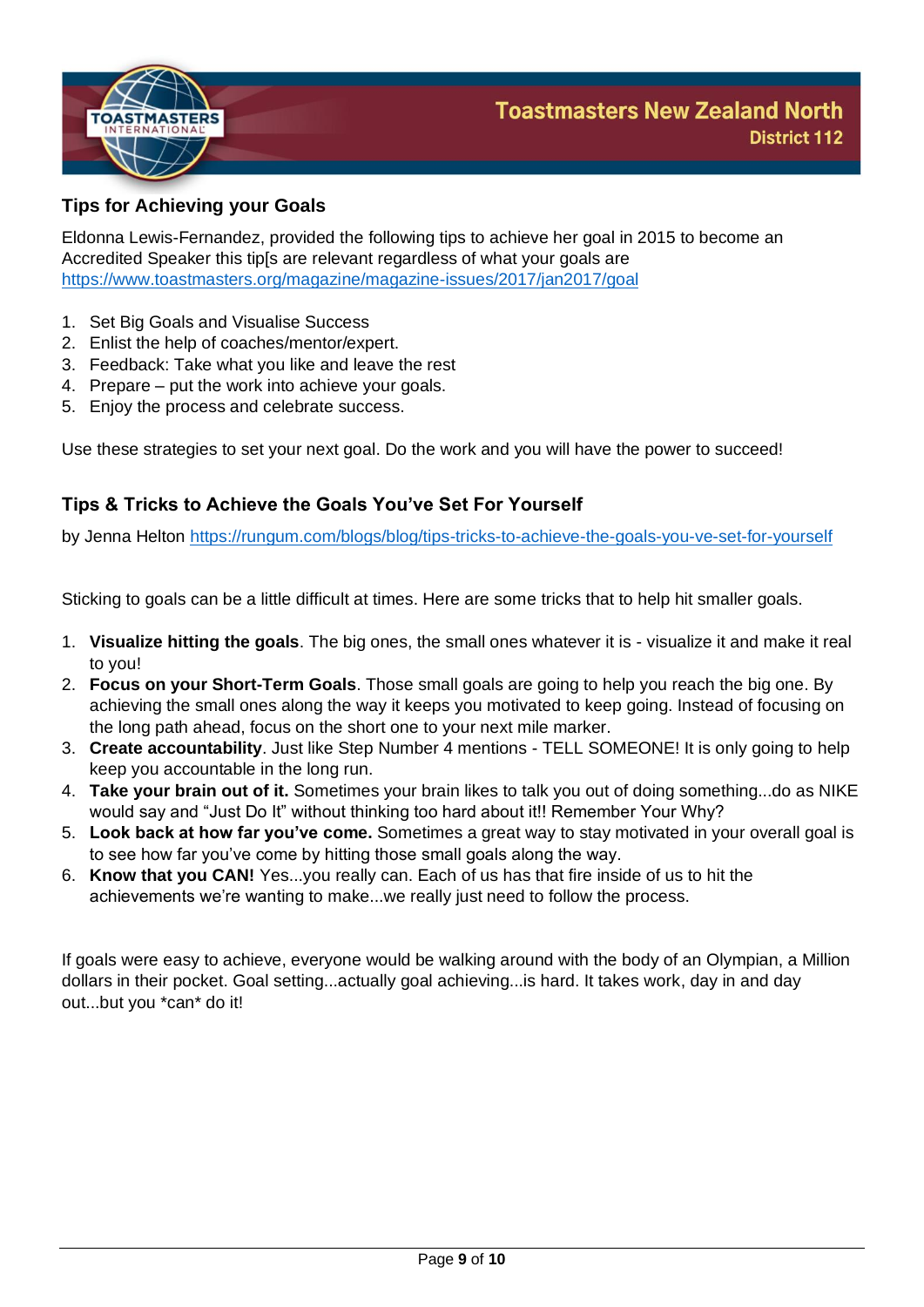## Tips for Achieving your Goals

Eldonna Lewis-Fernandez, provided the following tips to achieve her goal in 2015 to become an Accredited Speaker this tip[s are relevant regardless of what your goals are https://www.toastmasters.org/magazine/magazine-issues/2017/jan2017/goal

1. Set Big Goals and Visualise Success
2. Enlist the help of coaches/mentor/expert.
3. Feedback: Take what you like and leave the rest
4. Prepare – put the work into achieve your goals.
5. Enjoy the process and celebrate success.

Use these strategies to set your next goal. Do the work and you will have the power to succeed!

## Tips & Tricks to Achieve the Goals You've Set For Yourself

by Jenna Helton https://rungum.com/blogs/blog/tips-tricks-to-achieve-the-goals-you-ve-set-for-yourself

Sticking to goals can be a little difficult at times. Here are some tricks that to help hit smaller goals.

1. **Visualize hitting the goals**. The big ones, the small ones whatever it is - visualize it and make it real to you!
2. **Focus on your Short-Term Goals**. Those small goals are going to help you reach the big one. By achieving the small ones along the way it keeps you motivated to keep going. Instead of focusing on the long path ahead, focus on the short one to your next mile marker.
3. **Create accountability**. Just like Step Number 4 mentions - TELL SOMEONE! It is only going to help keep you accountable in the long run.
4. **Take your brain out of it.** Sometimes your brain likes to talk you out of doing something...do as NIKE would say and "Just Do It" without thinking too hard about it!! Remember Your Why?
5. **Look back at how far you've come.** Sometimes a great way to stay motivated in your overall goal is to see how far you've come by hitting those small goals along the way.
6. **Know that you CAN!** Yes...you really can. Each of us has that fire inside of us to hit the achievements we're wanting to make...we really just need to follow the process.

If goals were easy to achieve, everyone would be walking around with the body of an Olympian, a Million dollars in their pocket. Goal setting...actually goal achieving...is hard. It takes work, day in and day out...but you *can* do it!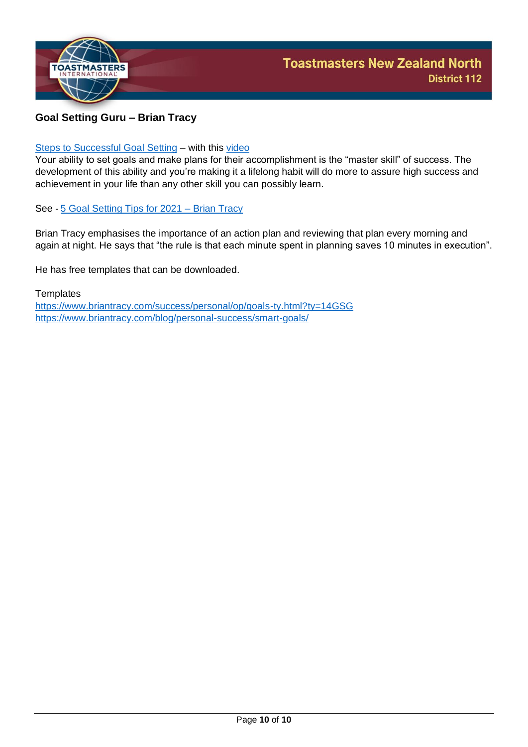## Goal Setting Guru – Brian Tracy

Steps to Successful Goal Setting – with this video
Your ability to set goals and make plans for their accomplishment is the "master skill" of success. The development of this ability and you're making it a lifelong habit will do more to assure high success and achievement in your life than any other skill you can possibly learn.

See - 5 Goal Setting Tips for 2021 – Brian Tracy

Brian Tracy emphasises the importance of an action plan and reviewing that plan every morning and again at night. He says that "the rule is that each minute spent in planning saves 10 minutes in execution".

He has free templates that can be downloaded.

Templates
https://www.briantracy.com/success/personal/op/goals-ty.html?ty=14GSG
https://www.briantracy.com/blog/personal-success/smart-goals/